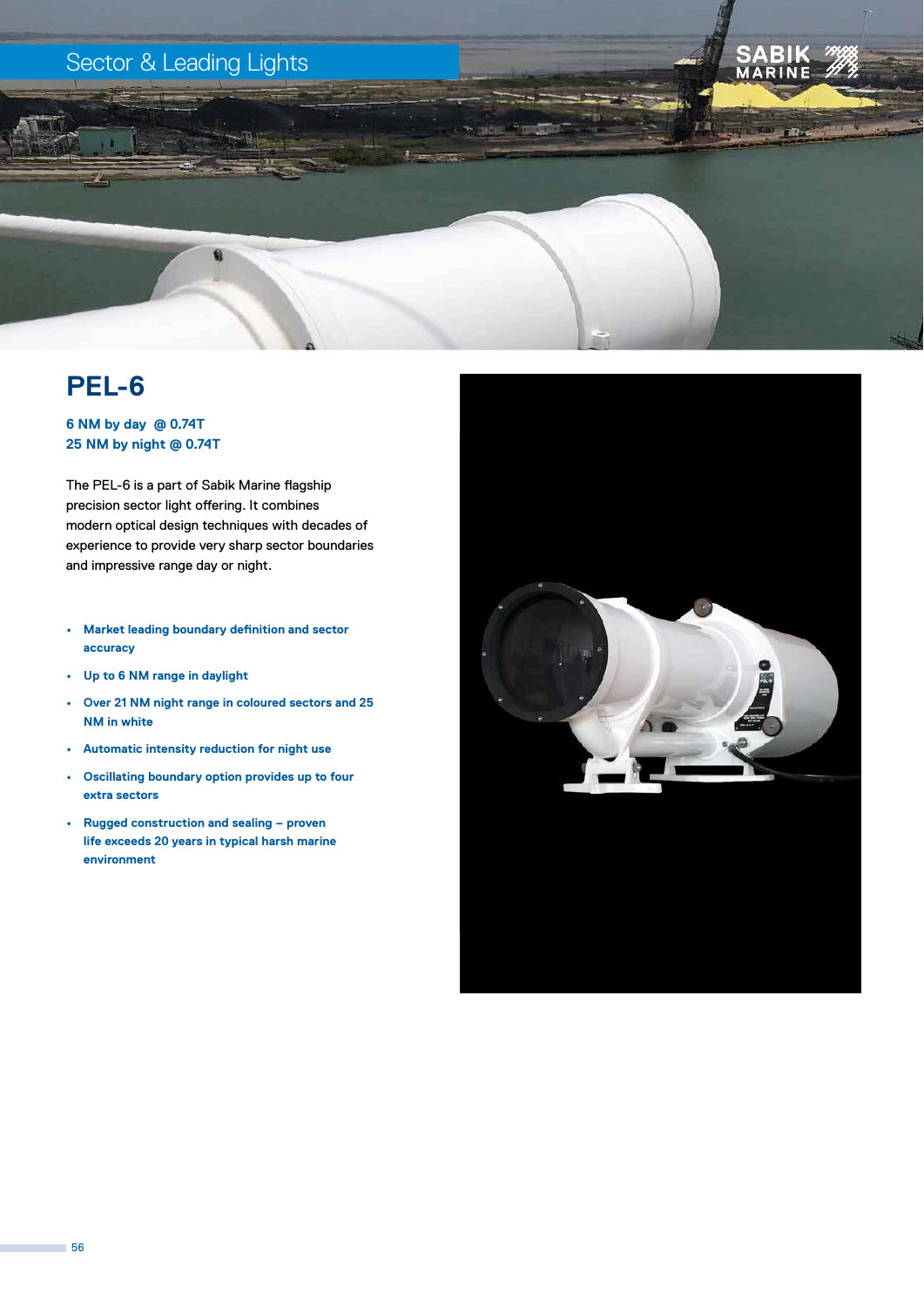# PEL-6

**6 NM by day @ 0.74T**
**25 NM by night @ 0.74T**

The PEL-6 is a part of Sabik Marine flagship precision sector light offering. It combines modern optical design techniques with decades of experience to provide very sharp sector boundaries and impressive range day or night.

- **Market leading boundary definition and sector accuracy**
- **Up to 6 NM range in daylight**
- **Over 21 NM night range in coloured sectors and 25 NM in white**
- **Automatic intensity reduction for night use**
- **Oscillating boundary option provides up to four extra sectors**
- **Rugged construction and sealing – proven life exceeds 20 years in typical harsh marine environment**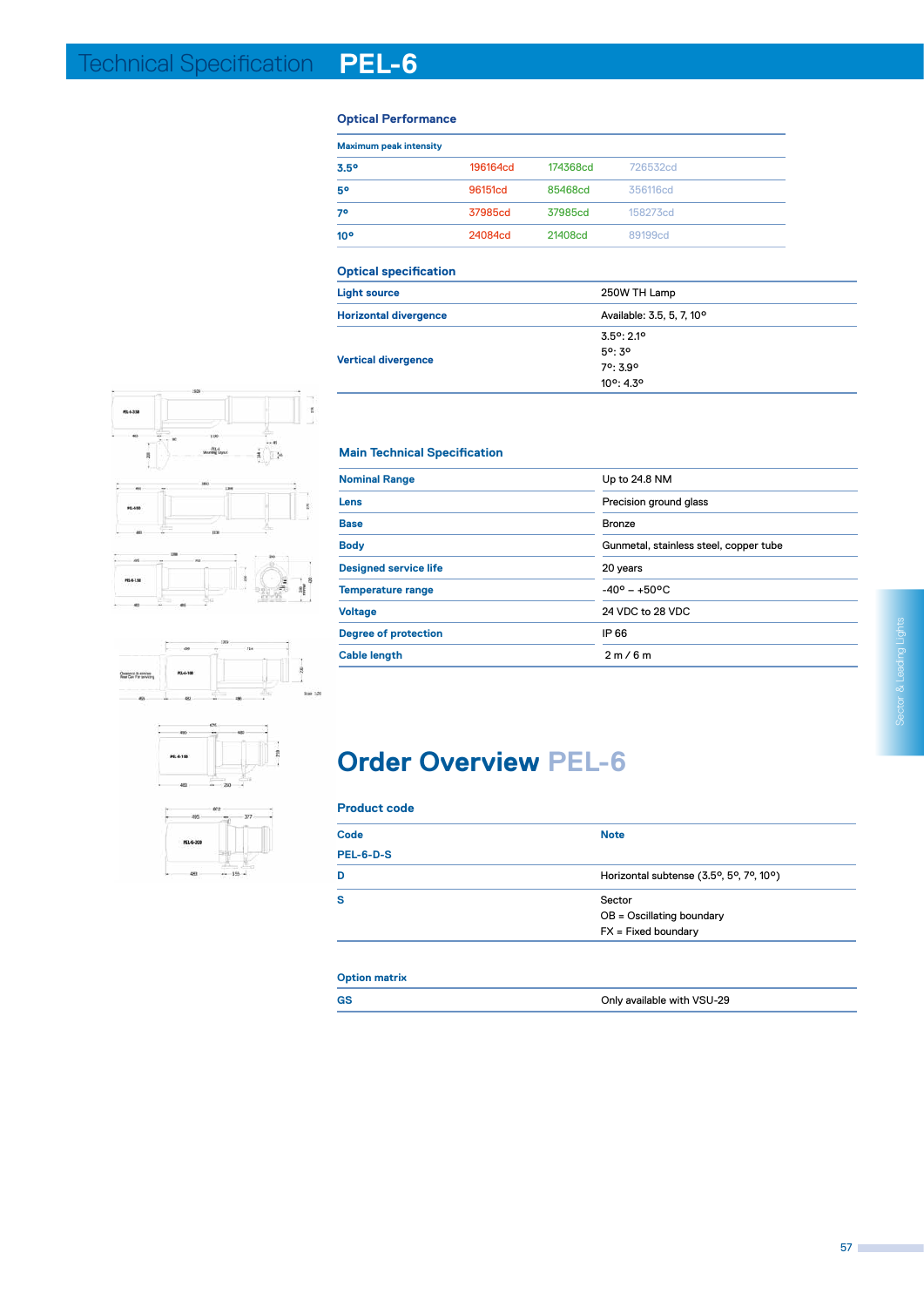# Technical Specification PEL-6

## Optical Performance

| Maximum peak intensity | | | |
|---|---|---|---|
| 3.5° | 196164cd | 174368cd | 726532cd |
| 5° | 96151cd | 85468cd | 356116cd |
| 7° | 37985cd | 37985cd | 158273cd |
| 10° | 24084cd | 21408cd | 89199cd |

## Optical specification

| | |
|---|---|
| Light source | 250W TH Lamp |
| Horizontal divergence | Available: 3.5, 5, 7, 10° |
| Vertical divergence | 3.5°: 2.1°<br>5°: 3°<br>7°: 3.9°<br>10°: 4.3° |

## Main Technical Specification

| | |
|---|---|
| Nominal Range | Up to 24.8 NM |
| Lens | Precision ground glass |
| Base | Bronze |
| Body | Gunmetal, stainless steel, copper tube |
| Designed service life | 20 years |
| Temperature range | -40° – +50°C |
| Voltage | 24 VDC to 28 VDC |
| Degree of protection | IP 66 |
| Cable length | 2 m / 6 m |

# Order Overview PEL-6

## Product code

| Code | Note |
|---|---|
| PEL-6-D-S | |
| D | Horizontal subtense (3.5°, 5°, 7°, 10°) |
| S | Sector<br>OB = Oscillating boundary<br>FX = Fixed boundary |

## Option matrix

| | |
|---|---|
| GS | Only available with VSU-29 |

Sector & Leading Lights